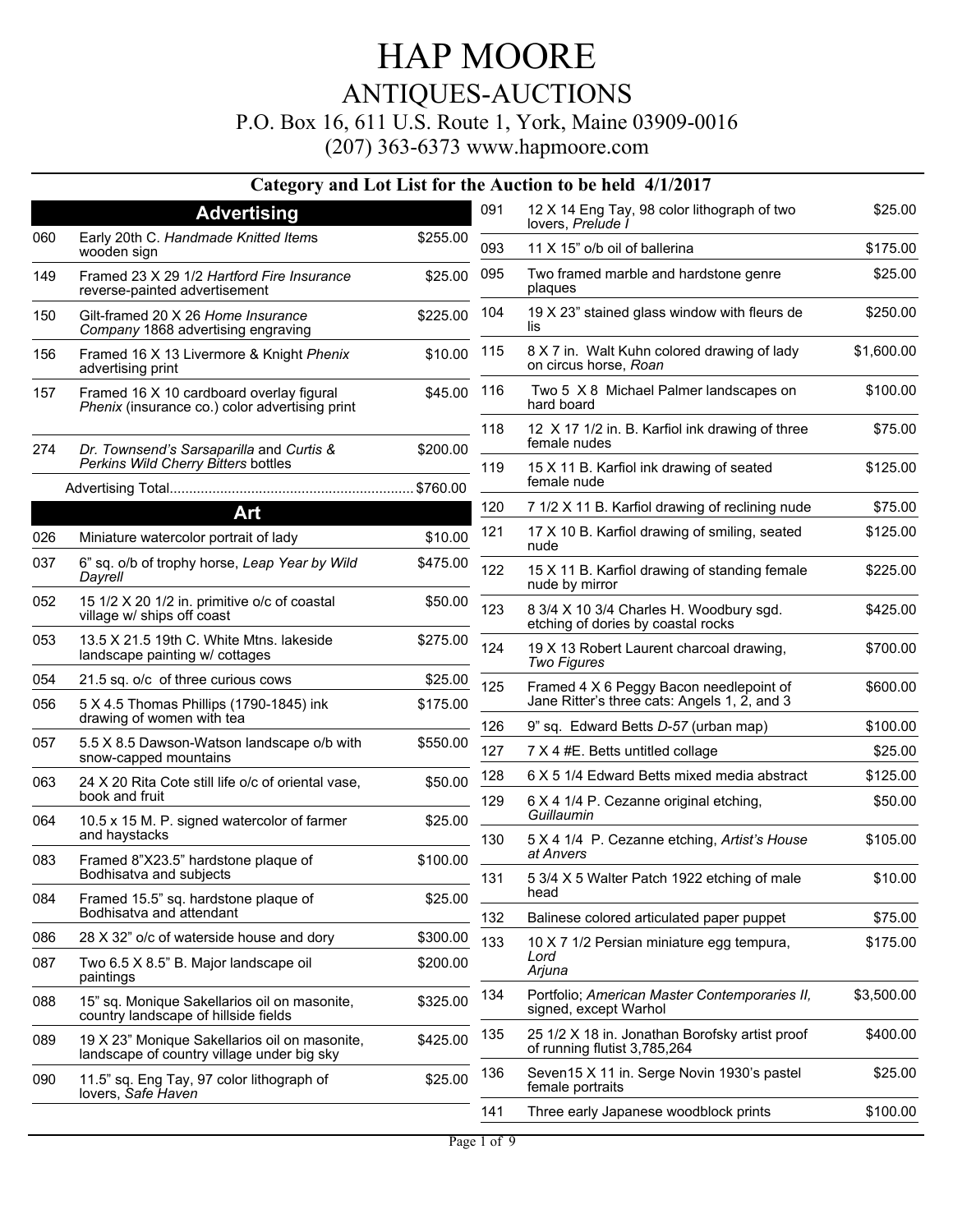# HAP MOORE

## ANTIQUES-AUCTIONS

P.O. Box 16, 611 U.S. Route 1, York, Maine 03909-0016

(207) 363-6373 www.hapmoore.com

### Category and Lot List for the Auction to be held 4/1/2017

## Advertising

| Lot | Description | Price |
|---|---|---|
| 060 | Early 20th C. *Handmade Knitted Items* wooden sign | $255.00 |
| 149 | Framed 23 X 29 1/2 *Hartford Fire Insurance* reverse-painted advertisement | $25.00 |
| 150 | Gilt-framed 20 X 26 *Home Insurance Company* 1868 advertising engraving | $225.00 |
| 156 | Framed 16 X 13 Livermore & Knight *Phenix* advertising print | $10.00 |
| 157 | Framed 16 X 10 cardboard overlay figural *Phenix* (insurance co.) color advertising print | $45.00 |
| 274 | *Dr. Townsend's Sarsaparilla* and *Curtis & Perkins Wild Cherry Bitters* bottles | $200.00 |

Advertising Total.............................................................$760.00

## Art

| Lot | Description | Price |
|---|---|---|
| 026 | Miniature watercolor portrait of lady | $10.00 |
| 037 | 6" sq. o/b of trophy horse, *Leap Year by Wild Dayrell* | $475.00 |
| 052 | 15 1/2 X 20 1/2 in. primitive o/c of coastal village w/ ships off coast | $50.00 |
| 053 | 13.5 X 21.5 19th C. White Mtns. lakeside landscape painting w/ cottages | $275.00 |
| 054 | 21.5 sq. o/c of three curious cows | $25.00 |
| 056 | 5 X 4.5 Thomas Phillips (1790-1845) ink drawing of women with tea | $175.00 |
| 057 | 5.5 X 8.5 Dawson-Watson landscape o/b with snow-capped mountains | $550.00 |
| 063 | 24 X 20 Rita Cote still life o/c of oriental vase, book and fruit | $50.00 |
| 064 | 10.5 x 15 M. P. signed watercolor of farmer and haystacks | $25.00 |
| 083 | Framed 8"X23.5" hardstone plaque of Bodhisatva and subjects | $100.00 |
| 084 | Framed 15.5" sq. hardstone plaque of Bodhisatva and attendant | $25.00 |
| 086 | 28 X 32" o/c of waterside house and dory | $300.00 |
| 087 | Two 6.5 X 8.5" B. Major landscape oil paintings | $200.00 |
| 088 | 15" sq. Monique Sakellarios oil on masonite, country landscape of hillside fields | $325.00 |
| 089 | 19 X 23" Monique Sakellarios oil on masonite, landscape of country village under big sky | $425.00 |
| 090 | 11.5" sq. Eng Tay, 97 color lithograph of lovers, *Safe Haven* | $25.00 |
| 091 | 12 X 14 Eng Tay, 98 color lithograph of two lovers, *Prelude I* | $25.00 |
| 093 | 11 X 15" o/b oil of ballerina | $175.00 |
| 095 | Two framed marble and hardstone genre plaques | $25.00 |
| 104 | 19 X 23" stained glass window with fleurs de lis | $250.00 |
| 115 | 8 X 7 in. Walt Kuhn colored drawing of lady on circus horse, *Roan* | $1,600.00 |
| 116 | Two 5 X 8 Michael Palmer landscapes on hard board | $100.00 |
| 118 | 12 X 17 1/2 in. B. Karfiol ink drawing of three female nudes | $75.00 |
| 119 | 15 X 11 B. Karfiol ink drawing of seated female nude | $125.00 |
| 120 | 7 1/2 X 11 B. Karfiol drawing of reclining nude | $75.00 |
| 121 | 17 X 10 B. Karfiol drawing of smiling, seated nude | $125.00 |
| 122 | 15 X 11 B. Karfiol drawing of standing female nude by mirror | $225.00 |
| 123 | 8 3/4 X 10 3/4 Charles H. Woodbury sgd. etching of dories by coastal rocks | $425.00 |
| 124 | 19 X 13 Robert Laurent charcoal drawing, *Two Figures* | $700.00 |
| 125 | Framed 4 X 6 Peggy Bacon needlepoint of Jane Ritter's three cats: Angels 1, 2, and 3 | $600.00 |
| 126 | 9" sq. Edward Betts *D-57* (urban map) | $100.00 |
| 127 | 7 X 4 #E. Betts untitled collage | $25.00 |
| 128 | 6 X 5 1/4 Edward Betts mixed media abstract | $125.00 |
| 129 | 6 X 4 1/4 P. Cezanne original etching, *Guillaumin* | $50.00 |
| 130 | 5 X 4 1/4 P. Cezanne etching, *Artist's House at Anvers* | $105.00 |
| 131 | 5 3/4 X 5 Walter Patch 1922 etching of male head | $10.00 |
| 132 | Balinese colored articulated paper puppet | $75.00 |
| 133 | 10 X 7 1/2 Persian miniature egg tempura, *Lord Arjuna* | $175.00 |
| 134 | Portfolio; *American Master Contemporaries II,* signed, except Warhol | $3,500.00 |
| 135 | 25 1/2 X 18 in. Jonathan Borofsky artist proof of running flutist 3,785,264 | $400.00 |
| 136 | Seven15 X 11 in. Serge Novin 1930's pastel female portraits | $25.00 |
| 141 | Three early Japanese woodblock prints | $100.00 |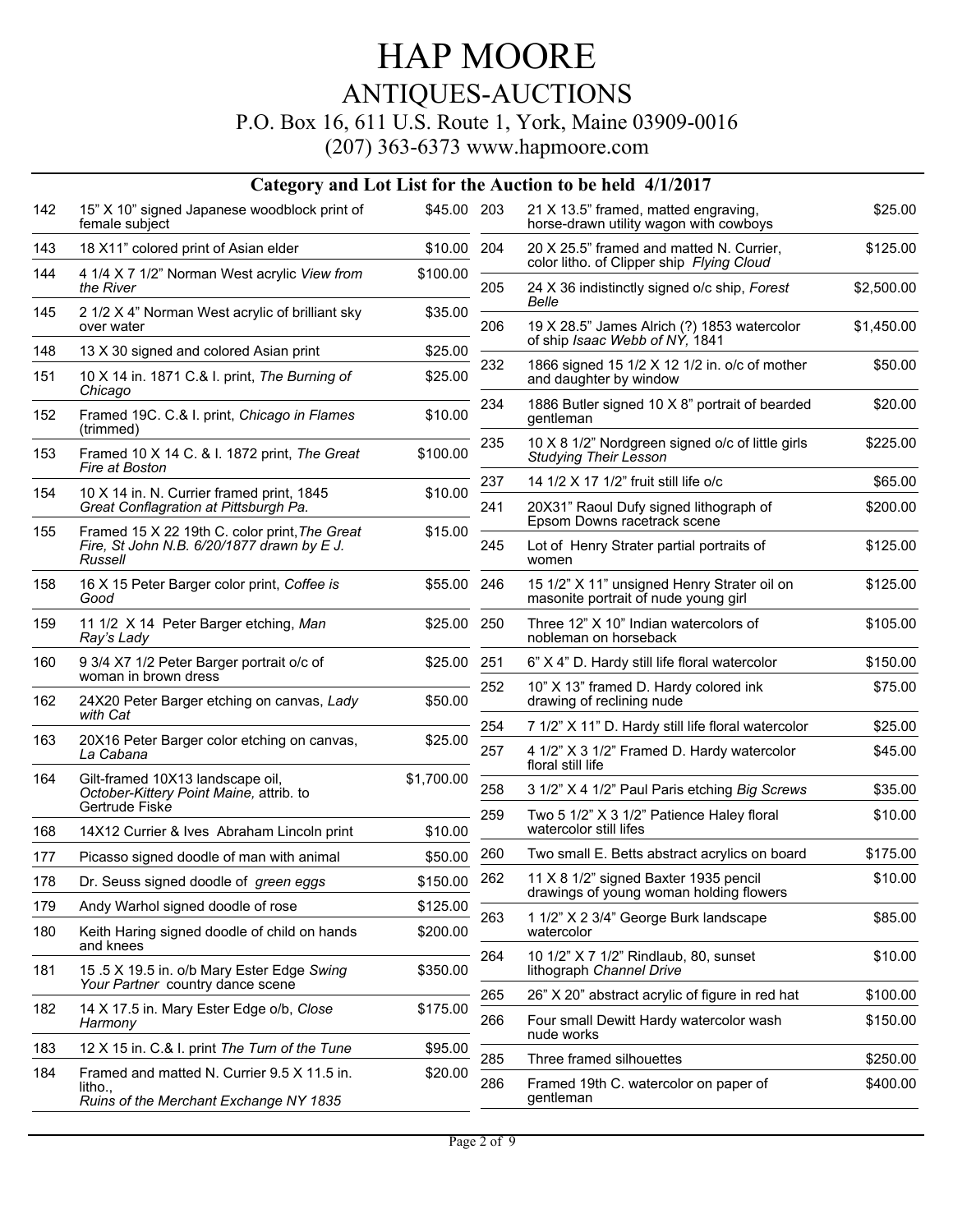# HAP MOORE

## ANTIQUES-AUCTIONS

P.O. Box 16, 611 U.S. Route 1, York, Maine 03909-0016

(207) 363-6373 www.hapmoore.com

### Category and Lot List for the Auction to be held 4/1/2017

| Lot | Description | Price |
|---|---|---|
| 142 | 15” X 10” signed Japanese woodblock print of female subject | $45.00 |
| 143 | 18 X11” colored print of Asian elder | $10.00 |
| 144 | 4 1/4 X 7 1/2” Norman West acrylic *View from the River* | $100.00 |
| 145 | 2 1/2 X 4” Norman West acrylic of brilliant sky over water | $35.00 |
| 148 | 13 X 30 signed and colored Asian print | $25.00 |
| 151 | 10 X 14 in. 1871 C.& I. print, *The Burning of Chicago* | $25.00 |
| 152 | Framed 19C. C.& I. print, *Chicago in Flames* (trimmed) | $10.00 |
| 153 | Framed 10 X 14 C. & I. 1872 print, *The Great Fire at Boston* | $100.00 |
| 154 | 10 X 14 in. N. Currier framed print, 1845 *Great Conflagration at Pittsburgh Pa.* | $10.00 |
| 155 | Framed 15 X 22 19th C. color print, *The Great Fire, St John N.B. 6/20/1877 drawn by E J. Russell* | $15.00 |
| 158 | 16 X 15 Peter Barger color print, *Coffee is Good* | $55.00 |
| 159 | 11 1/2 X 14 Peter Barger etching, *Man Ray’s Lady* | $25.00 |
| 160 | 9 3/4 X7 1/2 Peter Barger portrait o/c of woman in brown dress | $25.00 |
| 162 | 24X20 Peter Barger etching on canvas, *Lady with Cat* | $50.00 |
| 163 | 20X16 Peter Barger color etching on canvas, *La Cabana* | $25.00 |
| 164 | Gilt-framed 10X13 landscape oil, *October-Kittery Point Maine,* attrib. to Gertrude Fiske | $1,700.00 |
| 168 | 14X12 Currier & Ives Abraham Lincoln print | $10.00 |
| 177 | Picasso signed doodle of man with animal | $50.00 |
| 178 | Dr. Seuss signed doodle of *green eggs* | $150.00 |
| 179 | Andy Warhol signed doodle of rose | $125.00 |
| 180 | Keith Haring signed doodle of child on hands and knees | $200.00 |
| 181 | 15 .5 X 19.5 in. o/b Mary Ester Edge *Swing Your Partner* country dance scene | $350.00 |
| 182 | 14 X 17.5 in. Mary Ester Edge o/b, *Close Harmony* | $175.00 |
| 183 | 12 X 15 in. C.& I. print *The Turn of the Tune* | $95.00 |
| 184 | Framed and matted N. Currier 9.5 X 11.5 in. litho., *Ruins of the Merchant Exchange NY 1835* | $20.00 |
| 203 | 21 X 13.5” framed, matted engraving, horse-drawn utility wagon with cowboys | $25.00 |
| 204 | 20 X 25.5” framed and matted N. Currier, color litho. of Clipper ship *Flying Cloud* | $125.00 |
| 205 | 24 X 36 indistinctly signed o/c ship, *Forest Belle* | $2,500.00 |
| 206 | 19 X 28.5” James Alrich (?) 1853 watercolor of ship *Isaac Webb of NY,* 1841 | $1,450.00 |
| 232 | 1866 signed 15 1/2 X 12 1/2 in. o/c of mother and daughter by window | $50.00 |
| 234 | 1886 Butler signed 10 X 8” portrait of bearded gentleman | $20.00 |
| 235 | 10 X 8 1/2” Nordgreen signed o/c of little girls *Studying Their Lesson* | $225.00 |
| 237 | 14 1/2 X 17 1/2” fruit still life o/c | $65.00 |
| 241 | 20X31” Raoul Dufy signed lithograph of Epsom Downs racetrack scene | $200.00 |
| 245 | Lot of Henry Strater partial portraits of women | $125.00 |
| 246 | 15 1/2” X 11” unsigned Henry Strater oil on masonite portrait of nude young girl | $125.00 |
| 250 | Three 12” X 10” Indian watercolors of nobleman on horseback | $105.00 |
| 251 | 6” X 4” D. Hardy still life floral watercolor | $150.00 |
| 252 | 10” X 13” framed D. Hardy colored ink drawing of reclining nude | $75.00 |
| 254 | 7 1/2” X 11” D. Hardy still life floral watercolor | $25.00 |
| 257 | 4 1/2” X 3 1/2” Framed D. Hardy watercolor floral still life | $45.00 |
| 258 | 3 1/2” X 4 1/2” Paul Paris etching *Big Screws* | $35.00 |
| 259 | Two 5 1/2” X 3 1/2” Patience Haley floral watercolor still lifes | $10.00 |
| 260 | Two small E. Betts abstract acrylics on board | $175.00 |
| 262 | 11 X 8 1/2” signed Baxter 1935 pencil drawings of young woman holding flowers | $10.00 |
| 263 | 1 1/2” X 2 3/4” George Burk landscape watercolor | $85.00 |
| 264 | 10 1/2” X 7 1/2” Rindlaub, 80, sunset lithograph *Channel Drive* | $10.00 |
| 265 | 26” X 20” abstract acrylic of figure in red hat | $100.00 |
| 266 | Four small Dewitt Hardy watercolor wash nude works | $150.00 |
| 285 | Three framed silhouettes | $250.00 |
| 286 | Framed 19th C. watercolor on paper of gentleman | $400.00 |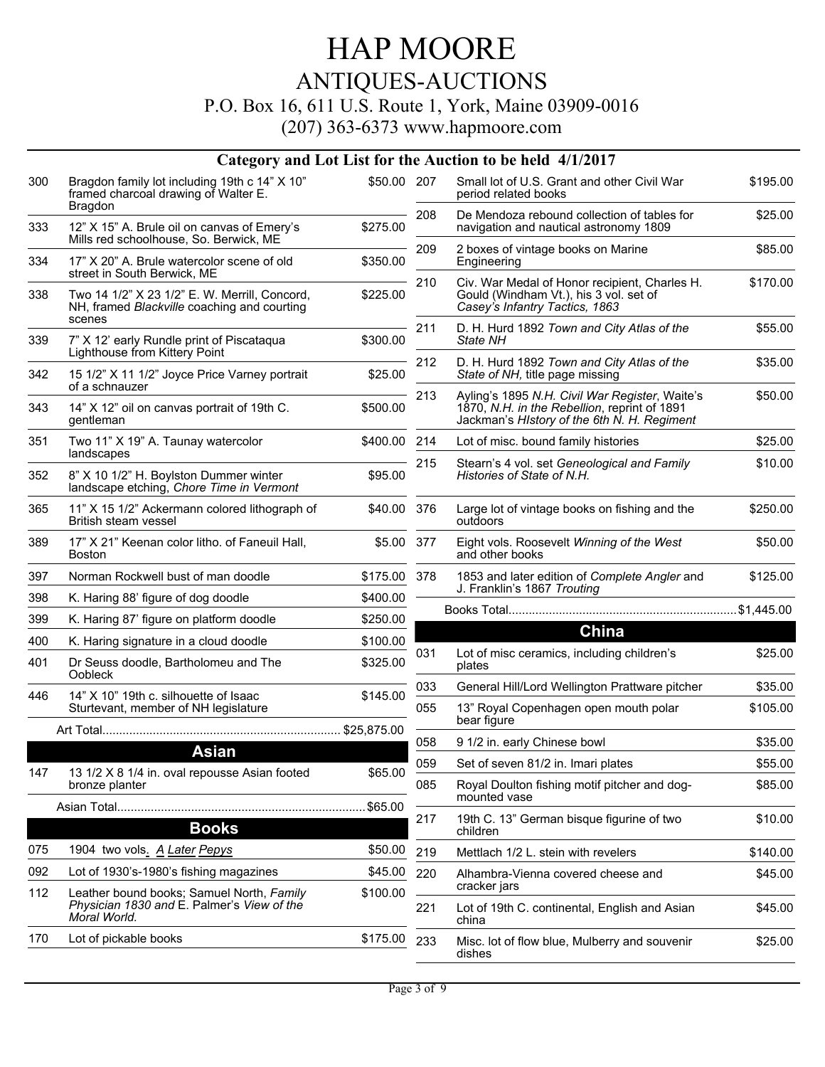# HAP MOORE

## ANTIQUES-AUCTIONS

P.O. Box 16, 611 U.S. Route 1, York, Maine 03909-0016

(207) 363-6373 www.hapmoore.com

### Category and Lot List for the Auction to be held 4/1/2017

| Lot | Description | Price |
|---|---|---|
| 300 | Bragdon family lot including 19th c 14" X 10" framed charcoal drawing of Walter E. Bragdon | $50.00 |
| 333 | 12" X 15" A. Brule oil on canvas of Emery's Mills red schoolhouse, So. Berwick, ME | $275.00 |
| 334 | 17" X 20" A. Brule watercolor scene of old street in South Berwick, ME | $350.00 |
| 338 | Two 14 1/2" X 23 1/2" E. W. Merrill, Concord, NH, framed *Blackville* coaching and courting scenes | $225.00 |
| 339 | 7" X 12' early Rundle print of Piscataqua Lighthouse from Kittery Point | $300.00 |
| 342 | 15 1/2" X 11 1/2" Joyce Price Varney portrait of a schnauzer | $25.00 |
| 343 | 14" X 12" oil on canvas portrait of 19th C. gentleman | $500.00 |
| 351 | Two 11" X 19" A. Taunay watercolor landscapes | $400.00 |
| 352 | 8" X 10 1/2" H. Boylston Dummer winter landscape etching, *Chore Time in Vermont* | $95.00 |
| 365 | 11" X 15 1/2" Ackermann colored lithograph of British steam vessel | $40.00 |
| 389 | 17" X 21" Keenan color litho. of Faneuil Hall, Boston | $5.00 |
| 397 | Norman Rockwell bust of man doodle | $175.00 |
| 398 | K. Haring 88' figure of dog doodle | $400.00 |
| 399 | K. Haring 87' figure on platform doodle | $250.00 |
| 400 | K. Haring signature in a cloud doodle | $100.00 |
| 401 | Dr Seuss doodle, Bartholomeu and The Oobleck | $325.00 |
| 446 | 14" X 10" 19th c. silhouette of Isaac Sturtevant, member of NH legislature | $145.00 |

Art Total....................................................................... $25,875.00

## Asian

| Lot | Description | Price |
|---|---|---|
| 147 | 13 1/2 X 8 1/4 in. oval repousse Asian footed bronze planter | $65.00 |

Asian Total.........................................................................$65.00

## Books

| Lot | Description | Price |
|---|---|---|
| 075 | 1904 two vols. *A Later Pepys* | $50.00 |
| 092 | Lot of 1930's-1980's fishing magazines | $45.00 |
| 112 | Leather bound books; Samuel North, *Family Physician 1830 and* E. Palmer's *View of the Moral World.* | $100.00 |
| 170 | Lot of pickable books | $175.00 |
| 207 | Small lot of U.S. Grant and other Civil War period related books | $195.00 |
| 208 | De Mendoza rebound collection of tables for navigation and nautical astronomy 1809 | $25.00 |
| 209 | 2 boxes of vintage books on Marine Engineering | $85.00 |
| 210 | Civ. War Medal of Honor recipient, Charles H. Gould (Windham Vt.), his 3 vol. set of *Casey's Infantry Tactics, 1863* | $170.00 |
| 211 | D. H. Hurd 1892 *Town and City Atlas of the State NH* | $55.00 |
| 212 | D. H. Hurd 1892 *Town and City Atlas of the State of NH,* title page missing | $35.00 |
| 213 | Ayling's 1895 *N.H. Civil War Register*, Waite's 1870, *N.H. in the Rebellion*, reprint of 1891 Jackman's *HIstory of the 6th N. H. Regiment* | $50.00 |
| 214 | Lot of misc. bound family histories | $25.00 |
| 215 | Stearn's 4 vol. set *Geneological and Family Histories of State of N.H.* | $10.00 |
| 376 | Large lot of vintage books on fishing and the outdoors | $250.00 |
| 377 | Eight vols. Roosevelt *Winning of the West* and other books | $50.00 |
| 378 | 1853 and later edition of *Complete Angler* and J. Franklin's 1867 *Trouting* | $125.00 |

Books Total...................................................................$1,445.00

## China

| Lot | Description | Price |
|---|---|---|
| 031 | Lot of misc ceramics, including children's plates | $25.00 |
| 033 | General Hill/Lord Wellington Prattware pitcher | $35.00 |
| 055 | 13" Royal Copenhagen open mouth polar bear figure | $105.00 |
| 058 | 9 1/2 in. early Chinese bowl | $35.00 |
| 059 | Set of seven 81/2 in. Imari plates | $55.00 |
| 085 | Royal Doulton fishing motif pitcher and dog-mounted vase | $85.00 |
| 217 | 19th C. 13" German bisque figurine of two children | $10.00 |
| 219 | Mettlach 1/2 L. stein with revelers | $140.00 |
| 220 | Alhambra-Vienna covered cheese and cracker jars | $45.00 |
| 221 | Lot of 19th C. continental, English and Asian china | $45.00 |
| 233 | Misc. lot of flow blue, Mulberry and souvenir dishes | $25.00 |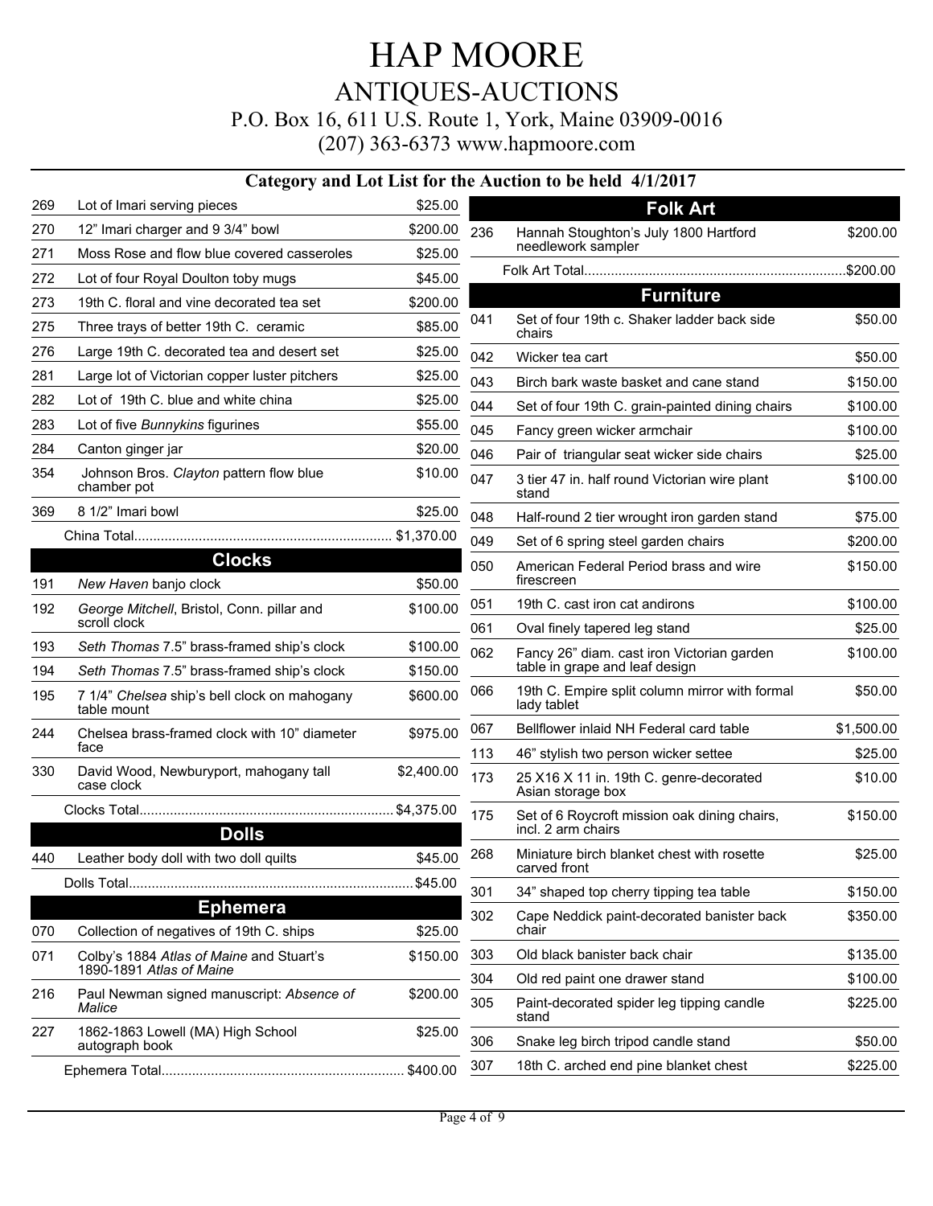# HAP MOORE

## ANTIQUES-AUCTIONS

P.O. Box 16, 611 U.S. Route 1, York, Maine 03909-0016

(207) 363-6373 www.hapmoore.com

### Category and Lot List for the Auction to be held 4/1/2017

| Lot | Description | Price |
|---|---|---|
| 269 | Lot of Imari serving pieces | $25.00 |
| 270 | 12" Imari charger and 9 3/4" bowl | $200.00 |
| 271 | Moss Rose and flow blue covered casseroles | $25.00 |
| 272 | Lot of four Royal Doulton toby mugs | $45.00 |
| 273 | 19th C. floral and vine decorated tea set | $200.00 |
| 275 | Three trays of better 19th C. ceramic | $85.00 |
| 276 | Large 19th C. decorated tea and desert set | $25.00 |
| 281 | Large lot of Victorian copper luster pitchers | $25.00 |
| 282 | Lot of 19th C. blue and white china | $25.00 |
| 283 | Lot of five *Bunnykins* figurines | $55.00 |
| 284 | Canton ginger jar | $20.00 |
| 354 | Johnson Bros. *Clayton* pattern flow blue chamber pot | $10.00 |
| 369 | 8 1/2" Imari bowl | $25.00 |
| | China Total | $1,370.00 |

## Clocks

| Lot | Description | Price |
|---|---|---|
| 191 | *New Haven* banjo clock | $50.00 |
| 192 | *George Mitchell*, Bristol, Conn. pillar and scroll clock | $100.00 |
| 193 | *Seth Thomas* 7.5" brass-framed ship's clock | $100.00 |
| 194 | *Seth Thomas* 7.5" brass-framed ship's clock | $150.00 |
| 195 | 7 1/4" *Chelsea* ship's bell clock on mahogany table mount | $600.00 |
| 244 | Chelsea brass-framed clock with 10" diameter face | $975.00 |
| 330 | David Wood, Newburyport, mahogany tall case clock | $2,400.00 |
| | Clocks Total | $4,375.00 |

## Dolls

| Lot | Description | Price |
|---|---|---|
| 440 | Leather body doll with two doll quilts | $45.00 |
| | Dolls Total | $45.00 |

## Ephemera

| Lot | Description | Price |
|---|---|---|
| 070 | Collection of negatives of 19th C. ships | $25.00 |
| 071 | Colby's 1884 *Atlas of Maine* and Stuart's 1890-1891 *Atlas of Maine* | $150.00 |
| 216 | Paul Newman signed manuscript: *Absence of Malice* | $200.00 |
| 227 | 1862-1863 Lowell (MA) High School autograph book | $25.00 |
| | Ephemera Total | $400.00 |

## Folk Art

| Lot | Description | Price |
|---|---|---|
| 236 | Hannah Stoughton's July 1800 Hartford needlework sampler | $200.00 |
| | Folk Art Total | $200.00 |

## Furniture

| Lot | Description | Price |
|---|---|---|
| 041 | Set of four 19th c. Shaker ladder back side chairs | $50.00 |
| 042 | Wicker tea cart | $50.00 |
| 043 | Birch bark waste basket and cane stand | $150.00 |
| 044 | Set of four 19th C. grain-painted dining chairs | $100.00 |
| 045 | Fancy green wicker armchair | $100.00 |
| 046 | Pair of triangular seat wicker side chairs | $25.00 |
| 047 | 3 tier 47 in. half round Victorian wire plant stand | $100.00 |
| 048 | Half-round 2 tier wrought iron garden stand | $75.00 |
| 049 | Set of 6 spring steel garden chairs | $200.00 |
| 050 | American Federal Period brass and wire firescreen | $150.00 |
| 051 | 19th C. cast iron cat andirons | $100.00 |
| 061 | Oval finely tapered leg stand | $25.00 |
| 062 | Fancy 26" diam. cast iron Victorian garden table in grape and leaf design | $100.00 |
| 066 | 19th C. Empire split column mirror with formal lady tablet | $50.00 |
| 067 | Bellflower inlaid NH Federal card table | $1,500.00 |
| 113 | 46" stylish two person wicker settee | $25.00 |
| 173 | 25 X16 X 11 in. 19th C. genre-decorated Asian storage box | $10.00 |
| 175 | Set of 6 Roycroft mission oak dining chairs, incl. 2 arm chairs | $150.00 |
| 268 | Miniature birch blanket chest with rosette carved front | $25.00 |
| 301 | 34" shaped top cherry tipping tea table | $150.00 |
| 302 | Cape Neddick paint-decorated banister back chair | $350.00 |
| 303 | Old black banister back chair | $135.00 |
| 304 | Old red paint one drawer stand | $100.00 |
| 305 | Paint-decorated spider leg tipping candle stand | $225.00 |
| 306 | Snake leg birch tripod candle stand | $50.00 |
| 307 | 18th C. arched end pine blanket chest | $225.00 |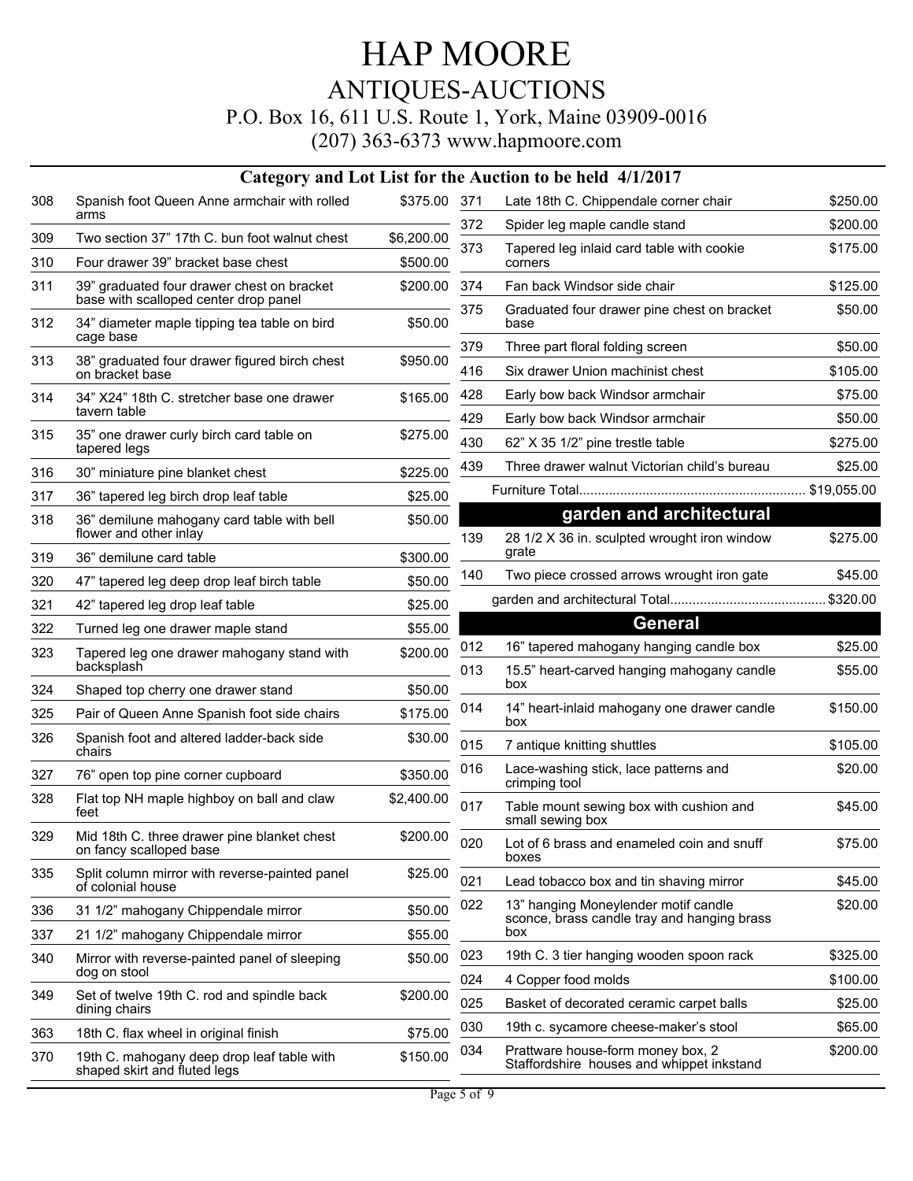# HAP MOORE

## ANTIQUES-AUCTIONS

P.O. Box 16, 611 U.S. Route 1, York, Maine 03909-0016

(207) 363-6373 www.hapmoore.com

### Category and Lot List for the Auction to be held 4/1/2017

| Lot | Description | Price |
|---|---|---|
| 308 | Spanish foot Queen Anne armchair with rolled arms | $375.00 |
| 309 | Two section 37” 17th C. bun foot walnut chest | $6,200.00 |
| 310 | Four drawer 39” bracket base chest | $500.00 |
| 311 | 39” graduated four drawer chest on bracket base with scalloped center drop panel | $200.00 |
| 312 | 34” diameter maple tipping tea table on bird cage base | $50.00 |
| 313 | 38” graduated four drawer figured birch chest on bracket base | $950.00 |
| 314 | 34” X24” 18th C. stretcher base one drawer tavern table | $165.00 |
| 315 | 35” one drawer curly birch card table on tapered legs | $275.00 |
| 316 | 30” miniature pine blanket chest | $225.00 |
| 317 | 36” tapered leg birch drop leaf table | $25.00 |
| 318 | 36” demilune mahogany card table with bell flower and other inlay | $50.00 |
| 319 | 36” demilune card table | $300.00 |
| 320 | 47” tapered leg deep drop leaf birch table | $50.00 |
| 321 | 42” tapered leg drop leaf table | $25.00 |
| 322 | Turned leg one drawer maple stand | $55.00 |
| 323 | Tapered leg one drawer mahogany stand with backsplash | $200.00 |
| 324 | Shaped top cherry one drawer stand | $50.00 |
| 325 | Pair of Queen Anne Spanish foot side chairs | $175.00 |
| 326 | Spanish foot and altered ladder-back side chairs | $30.00 |
| 327 | 76” open top pine corner cupboard | $350.00 |
| 328 | Flat top NH maple highboy on ball and claw feet | $2,400.00 |
| 329 | Mid 18th C. three drawer pine blanket chest on fancy scalloped base | $200.00 |
| 335 | Split column mirror with reverse-painted panel of colonial house | $25.00 |
| 336 | 31 1/2” mahogany Chippendale mirror | $50.00 |
| 337 | 21 1/2” mahogany Chippendale mirror | $55.00 |
| 340 | Mirror with reverse-painted panel of sleeping dog on stool | $50.00 |
| 349 | Set of twelve 19th C. rod and spindle back dining chairs | $200.00 |
| 363 | 18th C. flax wheel in original finish | $75.00 |
| 370 | 19th C. mahogany deep drop leaf table with shaped skirt and fluted legs | $150.00 |
| 371 | Late 18th C. Chippendale corner chair | $250.00 |
| 372 | Spider leg maple candle stand | $200.00 |
| 373 | Tapered leg inlaid card table with cookie corners | $175.00 |
| 374 | Fan back Windsor side chair | $125.00 |
| 375 | Graduated four drawer pine chest on bracket base | $50.00 |
| 379 | Three part floral folding screen | $50.00 |
| 416 | Six drawer Union machinist chest | $105.00 |
| 428 | Early bow back Windsor armchair | $75.00 |
| 429 | Early bow back Windsor armchair | $50.00 |
| 430 | 62” X 35 1/2” pine trestle table | $275.00 |
| 439 | Three drawer walnut Victorian child’s bureau | $25.00 |

Furniture Total.......... $19,055.00

### garden and architectural

| Lot | Description | Price |
|---|---|---|
| 139 | 28 1/2 X 36 in. sculpted wrought iron window grate | $275.00 |
| 140 | Two piece crossed arrows wrought iron gate | $45.00 |

garden and architectural Total.......... $320.00

### General

| Lot | Description | Price |
|---|---|---|
| 012 | 16” tapered mahogany hanging candle box | $25.00 |
| 013 | 15.5” heart-carved hanging mahogany candle box | $55.00 |
| 014 | 14” heart-inlaid mahogany one drawer candle box | $150.00 |
| 015 | 7 antique knitting shuttles | $105.00 |
| 016 | Lace-washing stick, lace patterns and crimping tool | $20.00 |
| 017 | Table mount sewing box with cushion and small sewing box | $45.00 |
| 020 | Lot of 6 brass and enameled coin and snuff boxes | $75.00 |
| 021 | Lead tobacco box and tin shaving mirror | $45.00 |
| 022 | 13” hanging Moneylender motif candle sconce, brass candle tray and hanging brass box | $20.00 |
| 023 | 19th C. 3 tier hanging wooden spoon rack | $325.00 |
| 024 | 4 Copper food molds | $100.00 |
| 025 | Basket of decorated ceramic carpet balls | $25.00 |
| 030 | 19th c. sycamore cheese-maker’s stool | $65.00 |
| 034 | Prattware house-form money box, 2 Staffordshire houses and whippet inkstand | $200.00 |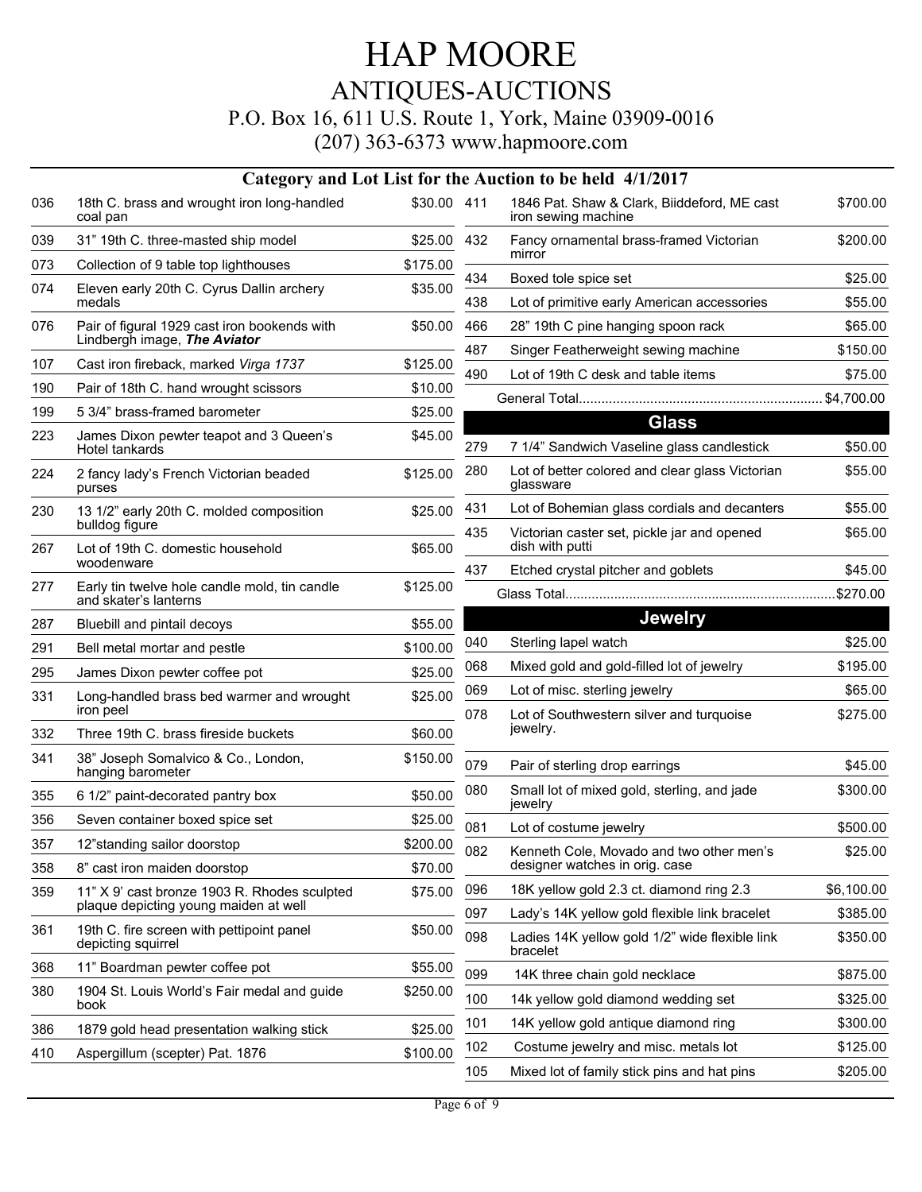# HAP MOORE

## ANTIQUES-AUCTIONS

P.O. Box 16, 611 U.S. Route 1, York, Maine 03909-0016

(207) 363-6373 www.hapmoore.com

### Category and Lot List for the Auction to be held 4/1/2017

| Lot | Description | Price |
|---|---|---|
| 036 | 18th C. brass and wrought iron long-handled coal pan | $30.00 |
| 039 | 31" 19th C. three-masted ship model | $25.00 |
| 073 | Collection of 9 table top lighthouses | $175.00 |
| 074 | Eleven early 20th C. Cyrus Dallin archery medals | $35.00 |
| 076 | Pair of figural 1929 cast iron bookends with Lindbergh image, ***The Aviator*** | $50.00 |
| 107 | Cast iron fireback, marked *Virga 1737* | $125.00 |
| 190 | Pair of 18th C. hand wrought scissors | $10.00 |
| 199 | 5 3/4" brass-framed barometer | $25.00 |
| 223 | James Dixon pewter teapot and 3 Queen's Hotel tankards | $45.00 |
| 224 | 2 fancy lady's French Victorian beaded purses | $125.00 |
| 230 | 13 1/2" early 20th C. molded composition bulldog figure | $25.00 |
| 267 | Lot of 19th C. domestic household woodenware | $65.00 |
| 277 | Early tin twelve hole candle mold, tin candle and skater's lanterns | $125.00 |
| 287 | Bluebill and pintail decoys | $55.00 |
| 291 | Bell metal mortar and pestle | $100.00 |
| 295 | James Dixon pewter coffee pot | $25.00 |
| 331 | Long-handled brass bed warmer and wrought iron peel | $25.00 |
| 332 | Three 19th C. brass fireside buckets | $60.00 |
| 341 | 38" Joseph Somalvico & Co., London, hanging barometer | $150.00 |
| 355 | 6 1/2" paint-decorated pantry box | $50.00 |
| 356 | Seven container boxed spice set | $25.00 |
| 357 | 12"standing sailor doorstop | $200.00 |
| 358 | 8" cast iron maiden doorstop | $70.00 |
| 359 | 11" X 9' cast bronze 1903 R. Rhodes sculpted plaque depicting young maiden at well | $75.00 |
| 361 | 19th C. fire screen with pettipoint panel depicting squirrel | $50.00 |
| 368 | 11" Boardman pewter coffee pot | $55.00 |
| 380 | 1904 St. Louis World's Fair medal and guide book | $250.00 |
| 386 | 1879 gold head presentation walking stick | $25.00 |
| 410 | Aspergillum (scepter) Pat. 1876 | $100.00 |
| 411 | 1846 Pat. Shaw & Clark, Biiddeford, ME cast iron sewing machine | $700.00 |
| 432 | Fancy ornamental brass-framed Victorian mirror | $200.00 |
| 434 | Boxed tole spice set | $25.00 |
| 438 | Lot of primitive early American accessories | $55.00 |
| 466 | 28" 19th C pine hanging spoon rack | $65.00 |
| 487 | Singer Featherweight sewing machine | $150.00 |
| 490 | Lot of 19th C desk and table items | $75.00 |

General Total................................................................$4,700.00

## Glass

| Lot | Description | Price |
|---|---|---|
| 279 | 7 1/4" Sandwich Vaseline glass candlestick | $50.00 |
| 280 | Lot of better colored and clear glass Victorian glassware | $55.00 |
| 431 | Lot of Bohemian glass cordials and decanters | $55.00 |
| 435 | Victorian caster set, pickle jar and opened dish with putti | $65.00 |
| 437 | Etched crystal pitcher and goblets | $45.00 |

Glass Total......................................................................$270.00

## Jewelry

| Lot | Description | Price |
|---|---|---|
| 040 | Sterling lapel watch | $25.00 |
| 068 | Mixed gold and gold-filled lot of jewelry | $195.00 |
| 069 | Lot of misc. sterling jewelry | $65.00 |
| 078 | Lot of Southwestern silver and turquoise jewelry. | $275.00 |
| 079 | Pair of sterling drop earrings | $45.00 |
| 080 | Small lot of mixed gold, sterling, and jade jewelry | $300.00 |
| 081 | Lot of costume jewelry | $500.00 |
| 082 | Kenneth Cole, Movado and two other men's designer watches in orig. case | $25.00 |
| 096 | 18K yellow gold 2.3 ct. diamond ring 2.3 | $6,100.00 |
| 097 | Lady's 14K yellow gold flexible link bracelet | $385.00 |
| 098 | Ladies 14K yellow gold 1/2" wide flexible link bracelet | $350.00 |
| 099 | 14K three chain gold necklace | $875.00 |
| 100 | 14k yellow gold diamond wedding set | $325.00 |
| 101 | 14K yellow gold antique diamond ring | $300.00 |
| 102 | Costume jewelry and misc. metals lot | $125.00 |
| 105 | Mixed lot of family stick pins and hat pins | $205.00 |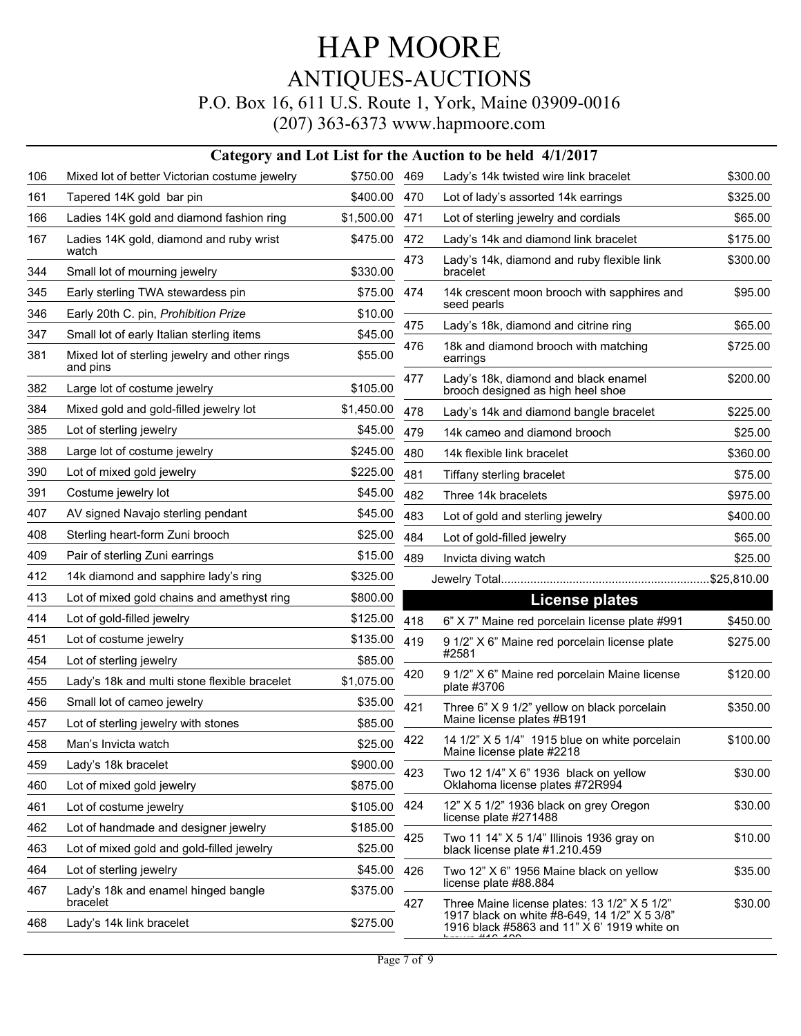# HAP MOORE

## ANTIQUES-AUCTIONS

P.O. Box 16, 611 U.S. Route 1, York, Maine 03909-0016

(207) 363-6373 www.hapmoore.com

### Category and Lot List for the Auction to be held 4/1/2017

| Lot | Description | Price |
|---|---|---|
| 106 | Mixed lot of better Victorian costume jewelry | $750.00 |
| 161 | Tapered 14K gold bar pin | $400.00 |
| 166 | Ladies 14K gold and diamond fashion ring | $1,500.00 |
| 167 | Ladies 14K gold, diamond and ruby wrist watch | $475.00 |
| 344 | Small lot of mourning jewelry | $330.00 |
| 345 | Early sterling TWA stewardess pin | $75.00 |
| 346 | Early 20th C. pin, *Prohibition Prize* | $10.00 |
| 347 | Small lot of early Italian sterling items | $45.00 |
| 381 | Mixed lot of sterling jewelry and other rings and pins | $55.00 |
| 382 | Large lot of costume jewelry | $105.00 |
| 384 | Mixed gold and gold-filled jewelry lot | $1,450.00 |
| 385 | Lot of sterling jewelry | $45.00 |
| 388 | Large lot of costume jewelry | $245.00 |
| 390 | Lot of mixed gold jewelry | $225.00 |
| 391 | Costume jewelry lot | $45.00 |
| 407 | AV signed Navajo sterling pendant | $45.00 |
| 408 | Sterling heart-form Zuni brooch | $25.00 |
| 409 | Pair of sterling Zuni earrings | $15.00 |
| 412 | 14k diamond and sapphire lady's ring | $325.00 |
| 413 | Lot of mixed gold chains and amethyst ring | $800.00 |
| 414 | Lot of gold-filled jewelry | $125.00 |
| 451 | Lot of costume jewelry | $135.00 |
| 454 | Lot of sterling jewelry | $85.00 |
| 455 | Lady's 18k and multi stone flexible bracelet | $1,075.00 |
| 456 | Small lot of cameo jewelry | $35.00 |
| 457 | Lot of sterling jewelry with stones | $85.00 |
| 458 | Man's Invicta watch | $25.00 |
| 459 | Lady's 18k bracelet | $900.00 |
| 460 | Lot of mixed gold jewelry | $875.00 |
| 461 | Lot of costume jewelry | $105.00 |
| 462 | Lot of handmade and designer jewelry | $185.00 |
| 463 | Lot of mixed gold and gold-filled jewelry | $25.00 |
| 464 | Lot of sterling jewelry | $45.00 |
| 467 | Lady's 18k and enamel hinged bangle bracelet | $375.00 |
| 468 | Lady's 14k link bracelet | $275.00 |
| 469 | Lady's 14k twisted wire link bracelet | $300.00 |
| 470 | Lot of lady's assorted 14k earrings | $325.00 |
| 471 | Lot of sterling jewelry and cordials | $65.00 |
| 472 | Lady's 14k and diamond link bracelet | $175.00 |
| 473 | Lady's 14k, diamond and ruby flexible link bracelet | $300.00 |
| 474 | 14k crescent moon brooch with sapphires and seed pearls | $95.00 |
| 475 | Lady's 18k, diamond and citrine ring | $65.00 |
| 476 | 18k and diamond brooch with matching earrings | $725.00 |
| 477 | Lady's 18k, diamond and black enamel brooch designed as high heel shoe | $200.00 |
| 478 | Lady's 14k and diamond bangle bracelet | $225.00 |
| 479 | 14k cameo and diamond brooch | $25.00 |
| 480 | 14k flexible link bracelet | $360.00 |
| 481 | Tiffany sterling bracelet | $75.00 |
| 482 | Three 14k bracelets | $975.00 |
| 483 | Lot of gold and sterling jewelry | $400.00 |
| 484 | Lot of gold-filled jewelry | $65.00 |
| 489 | Invicta diving watch | $25.00 |

Jewelry Total...............................................................$25,810.00

## License plates

| Lot | Description | Price |
|---|---|---|
| 418 | 6" X 7" Maine red porcelain license plate #991 | $450.00 |
| 419 | 9 1/2" X 6" Maine red porcelain license plate #2581 | $275.00 |
| 420 | 9 1/2" X 6" Maine red porcelain Maine license plate #3706 | $120.00 |
| 421 | Three 6" X 9 1/2" yellow on black porcelain Maine license plates #B191 | $350.00 |
| 422 | 14 1/2" X 5 1/4" 1915 blue on white porcelain Maine license plate #2218 | $100.00 |
| 423 | Two 12 1/4" X 6" 1936 black on yellow Oklahoma license plates #72R994 | $30.00 |
| 424 | 12" X 5 1/2" 1936 black on grey Oregon license plate #271488 | $30.00 |
| 425 | Two 11 14" X 5 1/4" Illinois 1936 gray on black license plate #1.210.459 | $10.00 |
| 426 | Two 12" X 6" 1956 Maine black on yellow license plate #88.884 | $35.00 |
| 427 | Three Maine license plates: 13 1/2" X 5 1/2" 1917 black on white #8-649, 14 1/2" X 5 3/8" 1916 black #5863 and 11" X 6' 1919 white on brown #16-100 | $30.00 |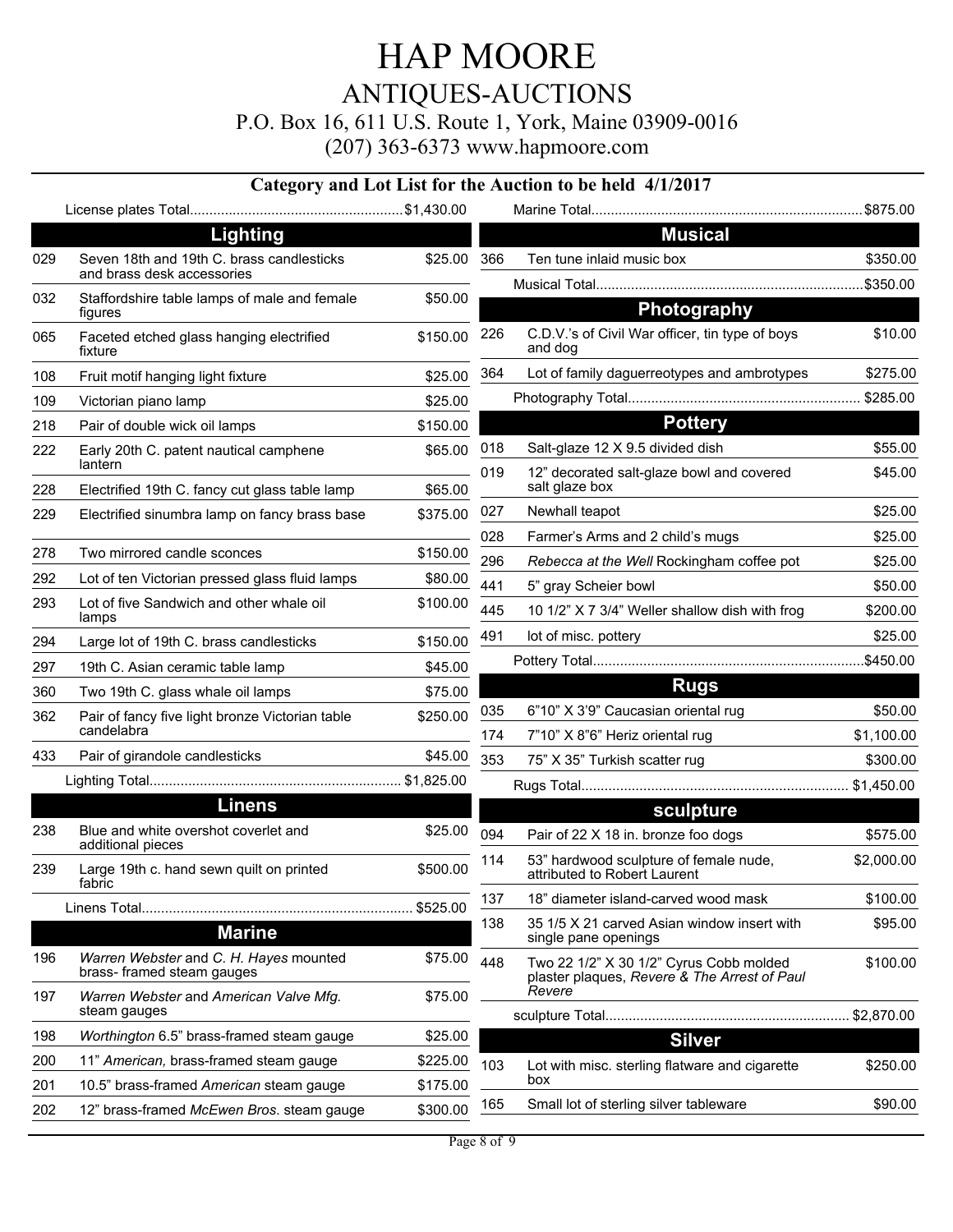# HAP MOORE

## ANTIQUES-AUCTIONS

P.O. Box 16, 611 U.S. Route 1, York, Maine 03909-0016

(207) 363-6373 www.hapmoore.com

### Category and Lot List for the Auction to be held 4/1/2017

License plates Total....................................................... $1,430.00

## Lighting

| Lot | Description | Price |
|---|---|---|
| 029 | Seven 18th and 19th C. brass candlesticks and brass desk accessories | $25.00 |
| 032 | Staffordshire table lamps of male and female figures | $50.00 |
| 065 | Faceted etched glass hanging electrified fixture | $150.00 |
| 108 | Fruit motif hanging light fixture | $25.00 |
| 109 | Victorian piano lamp | $25.00 |
| 218 | Pair of double wick oil lamps | $150.00 |
| 222 | Early 20th C. patent nautical camphene lantern | $65.00 |
| 228 | Electrified 19th C. fancy cut glass table lamp | $65.00 |
| 229 | Electrified sinumbra lamp on fancy brass base | $375.00 |
| 278 | Two mirrored candle sconces | $150.00 |
| 292 | Lot of ten Victorian pressed glass fluid lamps | $80.00 |
| 293 | Lot of five Sandwich and other whale oil lamps | $100.00 |
| 294 | Large lot of 19th C. brass candlesticks | $150.00 |
| 297 | 19th C. Asian ceramic table lamp | $45.00 |
| 360 | Two 19th C. glass whale oil lamps | $75.00 |
| 362 | Pair of fancy five light bronze Victorian table candelabra | $250.00 |
| 433 | Pair of girandole candlesticks | $45.00 |

Lighting Total................................................................ $1,825.00

## Linens

| Lot | Description | Price |
|---|---|---|
| 238 | Blue and white overshot coverlet and additional pieces | $25.00 |
| 239 | Large 19th c. hand sewn quilt on printed fabric | $500.00 |

Linens Total..................................................................... $525.00

## Marine

| Lot | Description | Price |
|---|---|---|
| 196 | *Warren Webster* and *C. H. Hayes* mounted brass- framed steam gauges | $75.00 |
| 197 | *Warren Webster* and *American Valve Mfg.* steam gauges | $75.00 |
| 198 | *Worthington* 6.5" brass-framed steam gauge | $25.00 |
| 200 | 11" *American,* brass-framed steam gauge | $225.00 |
| 201 | 10.5" brass-framed *American* steam gauge | $175.00 |
| 202 | 12" brass-framed *McEwen Bros.* steam gauge | $300.00 |

Marine Total..................................................................... $875.00

## Musical

| Lot | Description | Price |
|---|---|---|
| 366 | Ten tune inlaid music box | $350.00 |

Musical Total.................................................................... $350.00

## Photography

| Lot | Description | Price |
|---|---|---|
| 226 | C.D.V.'s of Civil War officer, tin type of boys and dog | $10.00 |
| 364 | Lot of family daguerreotypes and ambrotypes | $275.00 |

Photography Total........................................................... $285.00

## Pottery

| Lot | Description | Price |
|---|---|---|
| 018 | Salt-glaze 12 X 9.5 divided dish | $55.00 |
| 019 | 12" decorated salt-glaze bowl and covered salt glaze box | $45.00 |
| 027 | Newhall teapot | $25.00 |
| 028 | Farmer's Arms and 2 child's mugs | $25.00 |
| 296 | *Rebecca at the Well* Rockingham coffee pot | $25.00 |
| 441 | 5" gray Scheier bowl | $50.00 |
| 445 | 10 1/2" X 7 3/4" Weller shallow dish with frog | $200.00 |
| 491 | lot of misc. pottery | $25.00 |

Pottery Total..................................................................... $450.00

## Rugs

| Lot | Description | Price |
|---|---|---|
| 035 | 6"10" X 3'9" Caucasian oriental rug | $50.00 |
| 174 | 7"10" X 8"6" Heriz oriental rug | $1,100.00 |
| 353 | 75" X 35" Turkish scatter rug | $300.00 |

Rugs Total..................................................................... $1,450.00

## sculpture

| Lot | Description | Price |
|---|---|---|
| 094 | Pair of 22 X 18 in. bronze foo dogs | $575.00 |
| 114 | 53" hardwood sculpture of female nude, attributed to Robert Laurent | $2,000.00 |
| 137 | 18" diameter island-carved wood mask | $100.00 |
| 138 | 35 1/5 X 21 carved Asian window insert with single pane openings | $95.00 |
| 448 | Two 22 1/2" X 30 1/2" Cyrus Cobb molded plaster plaques, *Revere & The Arrest of Paul Revere* | $100.00 |

sculpture Total.............................................................. $2,870.00

## Silver

| Lot | Description | Price |
|---|---|---|
| 103 | Lot with misc. sterling flatware and cigarette box | $250.00 |
| 165 | Small lot of sterling silver tableware | $90.00 |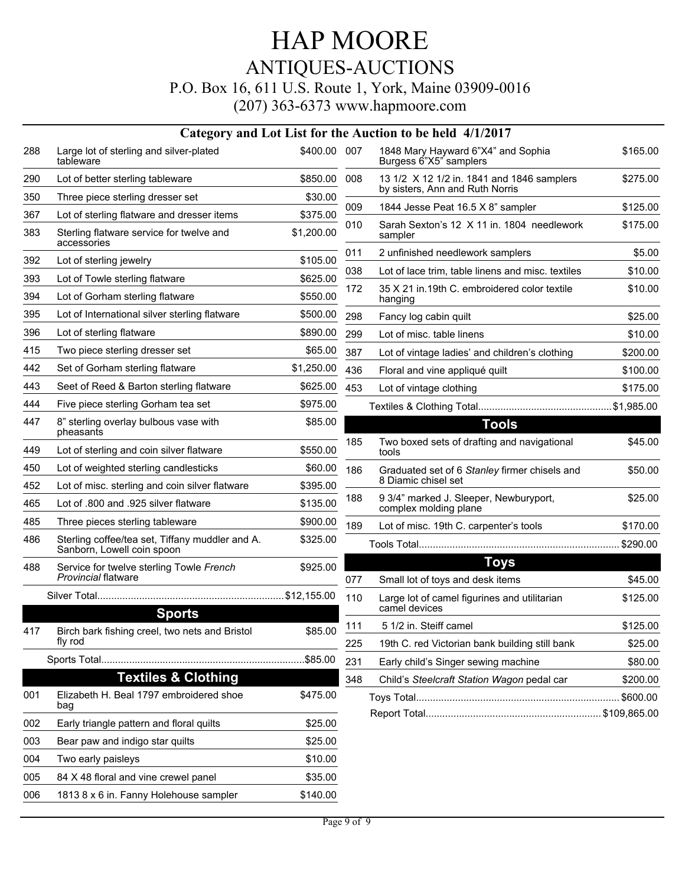# HAP MOORE

## ANTIQUES-AUCTIONS

P.O. Box 16, 611 U.S. Route 1, York, Maine 03909-0016

(207) 363-6373 www.hapmoore.com

### Category and Lot List for the Auction to be held 4/1/2017

| | | |
|---|---|---|
| 288 | Large lot of sterling and silver-plated tableware | $400.00 |
| 290 | Lot of better sterling tableware | $850.00 |
| 350 | Three piece sterling dresser set | $30.00 |
| 367 | Lot of sterling flatware and dresser items | $375.00 |
| 383 | Sterling flatware service for twelve and accessories | $1,200.00 |
| 392 | Lot of sterling jewelry | $105.00 |
| 393 | Lot of Towle sterling flatware | $625.00 |
| 394 | Lot of Gorham sterling flatware | $550.00 |
| 395 | Lot of International silver sterling flatware | $500.00 |
| 396 | Lot of sterling flatware | $890.00 |
| 415 | Two piece sterling dresser set | $65.00 |
| 442 | Set of Gorham sterling flatware | $1,250.00 |
| 443 | Seet of Reed & Barton sterling flatware | $625.00 |
| 444 | Five piece sterling Gorham tea set | $975.00 |
| 447 | 8" sterling overlay bulbous vase with pheasants | $85.00 |
| 449 | Lot of sterling and coin silver flatware | $550.00 |
| 450 | Lot of weighted sterling candlesticks | $60.00 |
| 452 | Lot of misc. sterling and coin silver flatware | $395.00 |
| 465 | Lot of .800 and .925 silver flatware | $135.00 |
| 485 | Three pieces sterling tableware | $900.00 |
| 486 | Sterling coffee/tea set, Tiffany muddler and A. Sanborn, Lowell coin spoon | $325.00 |
| 488 | Service for twelve sterling Towle *French Provincial* flatware | $925.00 |

Silver Total.................................................................$12,155.00

## Sports

| | | |
|---|---|---|
| 417 | Birch bark fishing creel, two nets and Bristol fly rod | $85.00 |

Sports Total........................................................................$85.00

## Textiles & Clothing

| | | |
|---|---|---|
| 001 | Elizabeth H. Beal 1797 embroidered shoe bag | $475.00 |
| 002 | Early triangle pattern and floral quilts | $25.00 |
| 003 | Bear paw and indigo star quilts | $25.00 |
| 004 | Two early paisleys | $10.00 |
| 005 | 84 X 48 floral and vine crewel panel | $35.00 |
| 006 | 1813 8 x 6 in. Fanny Holehouse sampler | $140.00 |
| 007 | 1848 Mary Hayward 6"X4" and Sophia Burgess 6"X5" samplers | $165.00 |
| 008 | 13 1/2 X 12 1/2 in. 1841 and 1846 samplers by sisters, Ann and Ruth Norris | $275.00 |
| 009 | 1844 Jesse Peat 16.5 X 8" sampler | $125.00 |
| 010 | Sarah Sexton's 12 X 11 in. 1804 needlework sampler | $175.00 |
| 011 | 2 unfinished needlework samplers | $5.00 |
| 038 | Lot of lace trim, table linens and misc. textiles | $10.00 |
| 172 | 35 X 21 in.19th C. embroidered color textile hanging | $10.00 |
| 298 | Fancy log cabin quilt | $25.00 |
| 299 | Lot of misc. table linens | $10.00 |
| 387 | Lot of vintage ladies' and children's clothing | $200.00 |
| 436 | Floral and vine appliqué quilt | $100.00 |
| 453 | Lot of vintage clothing | $175.00 |

Textiles & Clothing Total................................................$1,985.00

## Tools

| | | |
|---|---|---|
| 185 | Two boxed sets of drafting and navigational tools | $45.00 |
| 186 | Graduated set of 6 *Stanley* firmer chisels and 8 Diamic chisel set | $50.00 |
| 188 | 9 3/4" marked J. Sleeper, Newburyport, complex molding plane | $25.00 |
| 189 | Lot of misc. 19th C. carpenter's tools | $170.00 |

Tools Total........................................................................$290.00

## Toys

| | | |
|---|---|---|
| 077 | Small lot of toys and desk items | $45.00 |
| 110 | Large lot of camel figurines and utilitarian camel devices | $125.00 |
| 111 | 5 1/2 in. Steiff camel | $125.00 |
| 225 | 19th C. red Victorian bank building still bank | $25.00 |
| 231 | Early child's Singer sewing machine | $80.00 |
| 348 | Child's *Steelcraft Station Wagon* pedal car | $200.00 |

Toys Total.........................................................................$600.00

Report Total..............................................................$109,865.00